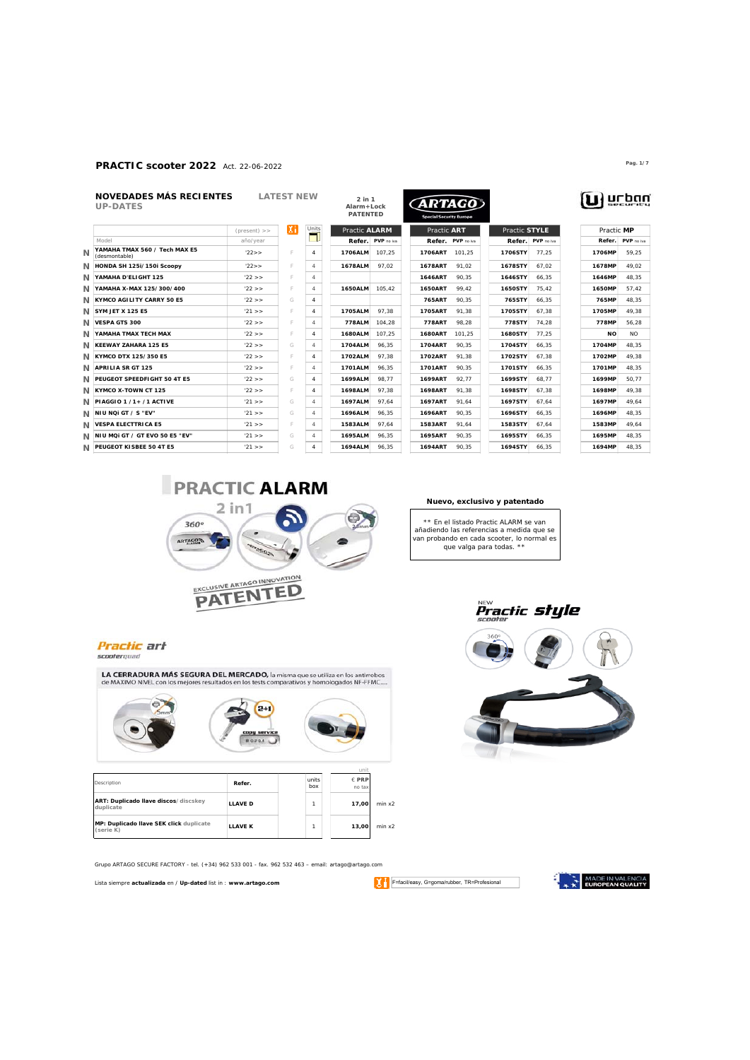# PRACTIC scooter 2022 Act. 22-06-2022

## NOVEDADES MÁS RECIENTES — LATEST NEW
UP-DATES

2 in 1 Alarm+Lock PATENTED

ARTAGO Special Security Europe

urban security

| | Model (present) >> | año/year | | Units | Practic ALARM Refer. | PVP no iva | Practic ART Refer. | PVP no iva | Practic STYLE Refer. | PVP no iva | Practic MP Refer. | PVP no iva |
|---|---|---|---|---|---|---|---|---|---|---|---|---|
| N | YAMAHA TMAX 560 / Tech MAX E5 (desmontable) | '22>> | F | 4 | 1706ALM | 107,25 | 1706ART | 101,25 | 1706STY | 77,25 | 1706MP | 59,25 |
| N | HONDA SH 125i/150i Scoopy | '22>> | F | 4 | 1678ALM | 97,02 | 1678ART | 91,02 | 1678STY | 67,02 | 1678MP | 49,02 |
| N | YAMAHA D'ELIGHT 125 | '22 >> | F | 4 | | | 1646ART | 90,35 | 1646STY | 66,35 | 1646MP | 48,35 |
| N | YAMAHA X-MAX 125/300/400 | '22 >> | F | 4 | 1650ALM | 105,42 | 1650ART | 99,42 | 1650STY | 75,42 | 1650MP | 57,42 |
| N | KYMCO AGILITY CARRY 50 E5 | '22 >> | G | 4 | | | 765ART | 90,35 | 765STY | 66,35 | 765MP | 48,35 |
| N | SYM JET X 125 E5 | '21 >> | F | 4 | 1705ALM | 97,38 | 1705ART | 91,38 | 1705STY | 67,38 | 1705MP | 49,38 |
| N | VESPA GTS 300 | '22 >> | F | 4 | 778ALM | 104,28 | 778ART | 98,28 | 778STY | 74,28 | 778MP | 56,28 |
| N | YAMAHA TMAX TECH MAX | '22 >> | F | 4 | 1680ALM | 107,25 | 1680ART | 101,25 | 1680STY | 77,25 | NO | NO |
| N | KEEWAY ZAHARA 125 E5 | '22 >> | G | 4 | 1704ALM | 96,35 | 1704ART | 90,35 | 1704STY | 66,35 | 1704MP | 48,35 |
| N | KYMCO DTX 125/350 E5 | '22 >> | F | 4 | 1702ALM | 97,38 | 1702ART | 91,38 | 1702STY | 67,38 | 1702MP | 49,38 |
| N | APRILIA SR GT 125 | '22 >> | F | 4 | 1701ALM | 96,35 | 1701ART | 90,35 | 1701STY | 66,35 | 1701MP | 48,35 |
| N | PEUGEOT SPEEDFIGHT 50 4T E5 | '22 >> | G | 4 | 1699ALM | 98,77 | 1699ART | 92,77 | 1699STY | 68,77 | 1699MP | 50,77 |
| N | KYMCO X-TOWN CT 125 | '22 >> | F | 4 | 1698ALM | 97,38 | 1698ART | 91,38 | 1698STY | 67,38 | 1698MP | 49,38 |
| N | PIAGGIO 1 / 1+ / 1 ACTIVE | '21 >> | G | 4 | 1697ALM | 97,64 | 1697ART | 91,64 | 1697STY | 67,64 | 1697MP | 49,64 |
| N | NIU NQi GT / S "EV" | '21 >> | G | 4 | 1696ALM | 96,35 | 1696ART | 90,35 | 1696STY | 66,35 | 1696MP | 48,35 |
| N | VESPA ELECTTRICA E5 | '21 >> | F | 4 | 1583ALM | 97,64 | 1583ART | 91,64 | 1583STY | 67,64 | 1583MP | 49,64 |
| N | NIU MQi GT / GT EVO 50 E5 "EV" | '21 >> | G | 4 | 1695ALM | 96,35 | 1695ART | 90,35 | 1695STY | 66,35 | 1695MP | 48,35 |
| N | PEUGEOT KISBEE 50 4T E5 | '21 >> | G | 4 | 1694ALM | 96,35 | 1694ART | 90,35 | 1694STY | 66,35 | 1694MP | 48,35 |

## PRACTIC ALARM

2 in1

EXCLUSIVE ARTAGO INNOVATION PATENTED

**Nuevo, exclusivo y patentado**

** En el listado Practic ALARM se van añadiendo las referencias a medida que se van probando en cada scooter, lo normal es que valga para todas. **

NEW Practic style scooter

Practic art scooterquad

**LA CERRADURA MÁS SEGURA DEL MERCADO,** la misma que se utiliza en los antirrobos de MAXIMO NIVEL con los mejores resultados en los tests comparativos y homologados NF-FFMC....

| Description | Refer. | | units box | unit € PRP no tax | |
|---|---|---|---|---|---|
| **ART: Duplicado llave discos**/ discskey duplicate | **LLAVE D** | | 1 | **17,00** | min x2 |
| **MP: Duplicado llave SEK click** duplicate (serie K) | **LLAVE K** | | 1 | **13,00** | min x2 |

Grupo ARTAGO SECURE FACTORY - tel. (+34) 962 533 001 - fax. 962 532 463 - email: artago@artago.com

Lista siempre **actualizada** en / **Up-dated** list in : **www.artago.com**

F=facil/easy, G=goma/rubber, TR=Profesional

MADE IN VALENCIA EUROPEAN QUALITY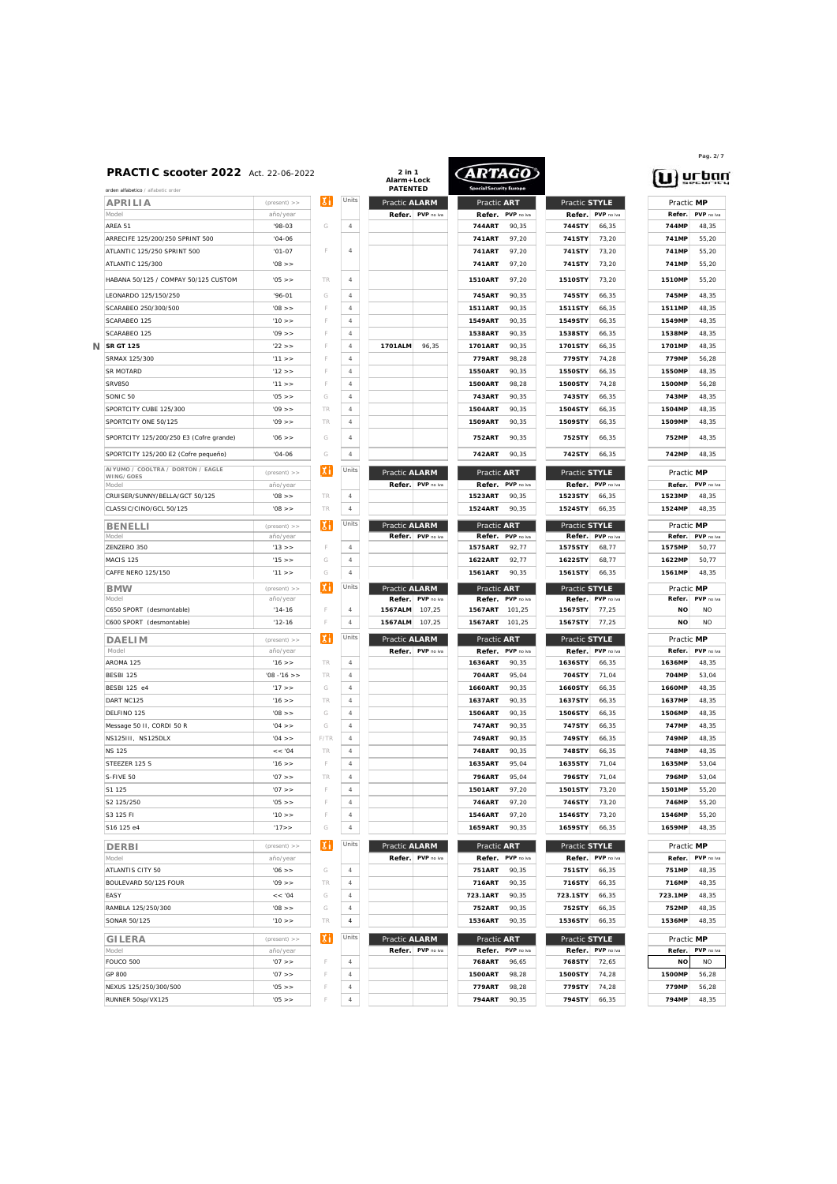# PRACTIC scooter 2022 Act. 22-06-2022

2 in 1 Alarm+Lock PATENTED

ARTAGO Special Security Europe

urban security

orden alfabético / alfabetic order

| APRILIA | (present) >> | | Units | Practic ALARM | | Practic ART | | Practic STYLE | | Practic MP | |
|---|---|---|---|---|---|---|---|---|---|---|---|
| Model | año/year | | | Refer. | PVP no iva | Refer. | PVP no iva | Refer. | PVP no iva | Refer. | PVP no iva |
| AREA 51 | '98-03 | G | 4 | | | 744ART | 90,35 | 744STY | 66,35 | 744MP | 48,35 |
| ARRECIFE 125/200/250 SPRINT 500 | '04-06 | | | | | 741ART | 97,20 | 741STY | 73,20 | 741MP | 55,20 |
| ATLANTIC 125/250 SPRINT 500 | '01-07 | F | 4 | | | 741ART | 97,20 | 741STY | 73,20 | 741MP | 55,20 |
| ATLANTIC 125/300 | '08 >> | | | | | 741ART | 97,20 | 741STY | 73,20 | 741MP | 55,20 |
| HABANA 50/125 / COMPAY 50/125 CUSTOM | '05 >> | TR | 4 | | | 1510ART | 97,20 | 1510STY | 73,20 | 1510MP | 55,20 |
| LEONARDO 125/150/250 | '96-01 | G | 4 | | | 745ART | 90,35 | 745STY | 66,35 | 745MP | 48,35 |
| SCARABEO 250/300/500 | '08 >> | F | 4 | | | 1511ART | 90,35 | 1511STY | 66,35 | 1511MP | 48,35 |
| SCARABEO 125 | '10 >> | F | 4 | | | 1549ART | 90,35 | 1549STY | 66,35 | 1549MP | 48,35 |
| SCARABEO 125 | '09 >> | F | 4 | | | 1538ART | 90,35 | 1538STY | 66,35 | 1538MP | 48,35 |
| N **SR GT 125** | '22 >> | F | 4 | 1701ALM | 96,35 | 1701ART | 90,35 | 1701STY | 66,35 | 1701MP | 48,35 |
| SRMAX 125/300 | '11 >> | F | 4 | | | 779ART | 98,28 | 779STY | 74,28 | 779MP | 56,28 |
| SR MOTARD | '12 >> | F | 4 | | | 1550ART | 90,35 | 1550STY | 66,35 | 1550MP | 48,35 |
| SRV850 | '11 >> | F | 4 | | | 1500ART | 98,28 | 1500STY | 74,28 | 1500MP | 56,28 |
| SONIC 50 | '05 >> | G | 4 | | | 743ART | 90,35 | 743STY | 66,35 | 743MP | 48,35 |
| SPORTCITY CUBE 125/300 | '09 >> | TR | 4 | | | 1504ART | 90,35 | 1504STY | 66,35 | 1504MP | 48,35 |
| SPORTCITY ONE 50/125 | '09 >> | TR | 4 | | | 1509ART | 90,35 | 1509STY | 66,35 | 1509MP | 48,35 |
| SPORTCITY 125/200/250 E3 (Cofre grande) | '06 >> | G | 4 | | | 752ART | 90,35 | 752STY | 66,35 | 752MP | 48,35 |
| SPORTCITY 125/200 E2 (Cofre pequeño) | '04-06 | G | 4 | | | 742ART | 90,35 | 742STY | 66,35 | 742MP | 48,35 |

| AIYUMO / COOLTRA / DORTON / EAGLE WING/ GOES | (present) >> | | Units | Practic ALARM | | Practic ART | | Practic STYLE | | Practic MP | |
|---|---|---|---|---|---|---|---|---|---|---|---|
| Model | año/year | | | Refer. | PVP no iva | Refer. | PVP no iva | Refer. | PVP no iva | Refer. | PVP no iva |
| CRUISER/SUNNY/BELLA/GCT 50/125 | '08 >> | TR | 4 | | | 1523ART | 90,35 | 1523STY | 66,35 | 1523MP | 48,35 |
| CLASSIC/CINO/GCL 50/125 | '08 >> | TR | 4 | | | 1524ART | 90,35 | 1524STY | 66,35 | 1524MP | 48,35 |

| BENELLI | (present) >> | | Units | Practic ALARM | | Practic ART | | Practic STYLE | | Practic MP | |
|---|---|---|---|---|---|---|---|---|---|---|---|
| Model | año/year | | | Refer. | PVP no iva | Refer. | PVP no iva | Refer. | PVP no iva | Refer. | PVP no iva |
| ZENZERO 350 | '13 >> | F | 4 | | | 1575ART | 92,77 | 1575STY | 68,77 | 1575MP | 50,77 |
| MACIS 125 | '15 >> | G | 4 | | | 1622ART | 92,77 | 1622STY | 68,77 | 1622MP | 50,77 |
| CAFFE NERO 125/150 | '11 >> | G | 4 | | | 1561ART | 90,35 | 1561STY | 66,35 | 1561MP | 48,35 |

| BMW | (present) >> | | Units | Practic ALARM | | Practic ART | | Practic STYLE | | Practic MP | |
|---|---|---|---|---|---|---|---|---|---|---|---|
| Model | año/year | | | Refer. | PVP no iva | Refer. | PVP no iva | Refer. | PVP no iva | Refer. | PVP no iva |
| C650 SPORT (desmontable) | '14-16 | F | 4 | 1567ALM | 107,25 | 1567ART | 101,25 | 1567STY | 77,25 | NO | NO |
| C600 SPORT (desmontable) | '12-16 | F | 4 | 1567ALM | 107,25 | 1567ART | 101,25 | 1567STY | 77,25 | NO | NO |

| DAELIM | (present) >> | | Units | Practic ALARM | | Practic ART | | Practic STYLE | | Practic MP | |
|---|---|---|---|---|---|---|---|---|---|---|---|
| Model | año/year | | | Refer. | PVP no iva | Refer. | PVP no iva | Refer. | PVP no iva | Refer. | PVP no iva |
| AROMA 125 | '16 >> | TR | 4 | | | 1636ART | 90,35 | 1636STY | 66,35 | 1636MP | 48,35 |
| BESBI 125 | '08 -'16 >> | TR | 4 | | | 704ART | 95,04 | 704STY | 71,04 | 704MP | 53,04 |
| BESBI 125 e4 | '17 >> | G | 4 | | | 1660ART | 90,35 | 1660STY | 66,35 | 1660MP | 48,35 |
| DART NC125 | '16 >> | TR | 4 | | | 1637ART | 90,35 | 1637STY | 66,35 | 1637MP | 48,35 |
| DELFINO 125 | '08 >> | G | 4 | | | 1506ART | 90,35 | 1506STY | 66,35 | 1506MP | 48,35 |
| Message 50 II, CORDI 50 R | '04 >> | G | 4 | | | 747ART | 90,35 | 747STY | 66,35 | 747MP | 48,35 |
| NS125III, NS125DLX | '04 >> | F/TR | 4 | | | 749ART | 90,35 | 749STY | 66,35 | 749MP | 48,35 |
| NS 125 | << '04 | TR | 4 | | | 748ART | 90,35 | 748STY | 66,35 | 748MP | 48,35 |
| STEEZER 125 S | '16 >> | F | 4 | | | 1635ART | 95,04 | 1635STY | 71,04 | 1635MP | 53,04 |
| S-FIVE 50 | '07 >> | TR | 4 | | | 796ART | 95,04 | 796STY | 71,04 | 796MP | 53,04 |
| S1 125 | '07 >> | F | 4 | | | 1501ART | 97,20 | 1501STY | 73,20 | 1501MP | 55,20 |
| S2 125/250 | '05 >> | F | 4 | | | 746ART | 97,20 | 746STY | 73,20 | 746MP | 55,20 |
| S3 125 FI | '10 >> | F | 4 | | | 1546ART | 97,20 | 1546STY | 73,20 | 1546MP | 55,20 |
| S16 125 e4 | '17>> | G | 4 | | | 1659ART | 90,35 | 1659STY | 66,35 | 1659MP | 48,35 |

| DERBI | (present) >> | | Units | Practic ALARM | | Practic ART | | Practic STYLE | | Practic MP | |
|---|---|---|---|---|---|---|---|---|---|---|---|
| Model | año/year | | | Refer. | PVP no iva | Refer. | PVP no iva | Refer. | PVP no iva | Refer. | PVP no iva |
| ATLANTIS CITY 50 | '06 >> | G | 4 | | | 751ART | 90,35 | 751STY | 66,35 | 751MP | 48,35 |
| BOULEVARD 50/125 FOUR | '09 >> | TR | 4 | | | 716ART | 90,35 | 716STY | 66,35 | 716MP | 48,35 |
| EASY | << '04 | G | 4 | | | 723.1ART | 90,35 | 723.1STY | 66,35 | 723.1MP | 48,35 |
| RAMBLA 125/250/300 | '08 >> | G | 4 | | | 752ART | 90,35 | 752STY | 66,35 | 752MP | 48,35 |
| SONAR 50/125 | '10 >> | TR | 4 | | | 1536ART | 90,35 | 1536STY | 66,35 | 1536MP | 48,35 |

| GILERA | (present) >> | | Units | Practic ALARM | | Practic ART | | Practic STYLE | | Practic MP | |
|---|---|---|---|---|---|---|---|---|---|---|---|
| Model | año/year | | | Refer. | PVP no iva | Refer. | PVP no iva | Refer. | PVP no iva | Refer. | PVP no iva |
| FOUCO 500 | '07 >> | F | 4 | | | 768ART | 96,65 | 768STY | 72,65 | NO | NO |
| GP 800 | '07 >> | F | 4 | | | 1500ART | 98,28 | 1500STY | 74,28 | 1500MP | 56,28 |
| NEXUS 125/250/300/500 | '05 >> | F | 4 | | | 779ART | 98,28 | 779STY | 74,28 | 779MP | 56,28 |
| RUNNER 50sp/VX125 | '05 >> | F | 4 | | | 794ART | 90,35 | 794STY | 66,35 | 794MP | 48,35 |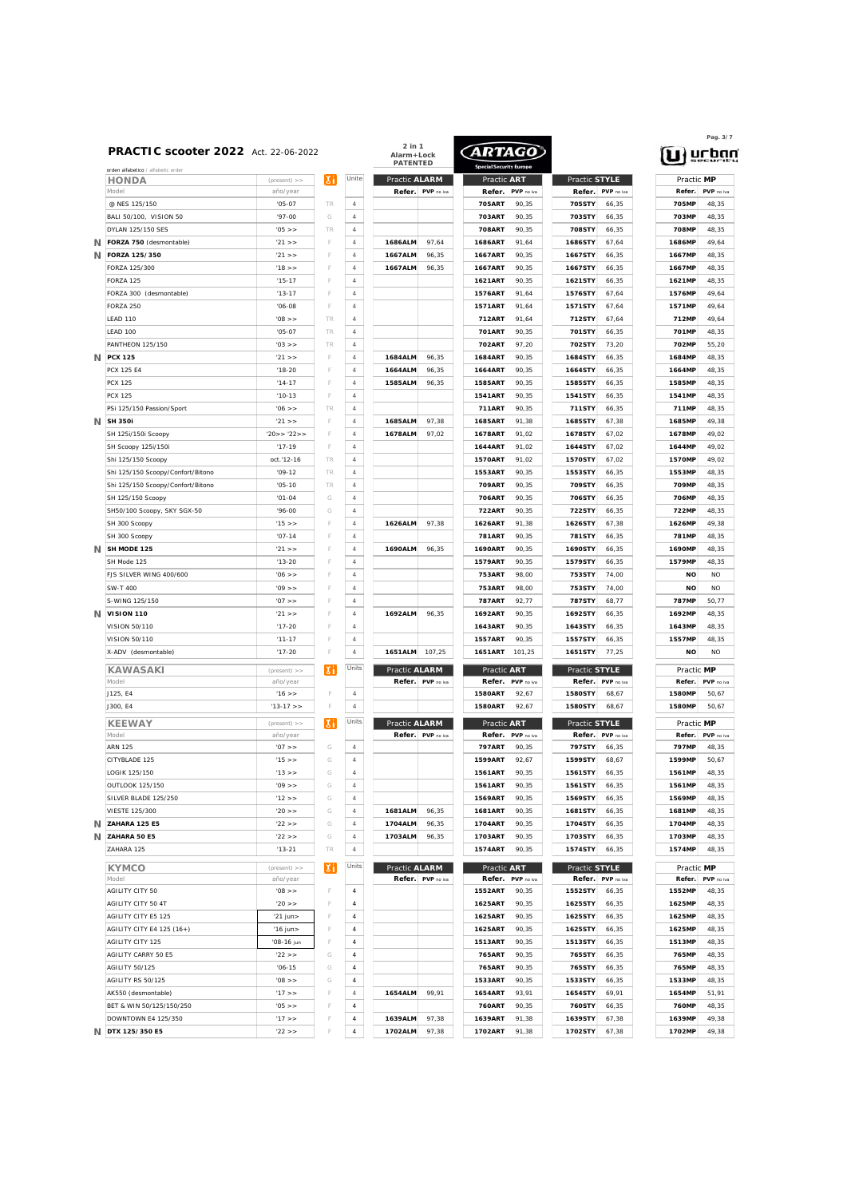# PRACTIC scooter 2022 Act. 22-06-2022

2 in 1 Alarm+Lock PATENTED

ARTAGO Special Security Europe

urban security

orden alfabetico / alfabetic order

| | HONDA | (present) >> | | Unite | Practic ALARM | | Practic ART | | Practic STYLE | | Practic MP | |
|---|---|---|---|---|---|---|---|---|---|---|---|---|
| | Model | año/year | | | Refer. | PVP no iva | Refer. | PVP no iva | Refer. | PVP no iva | Refer. | PVP no iva |
| | @ NES 125/150 | '05-07 | TR | 4 | | | **705ART** | 90,35 | **705STY** | 66,35 | **705MP** | 48,35 |
| | BALI 50/100, VISION 50 | '97-00 | G | 4 | | | **703ART** | 90,35 | **703STY** | 66,35 | **703MP** | 48,35 |
| | DYLAN 125/150 SES | '05 >> | TR | 4 | | | **708ART** | 90,35 | **708STY** | 66,35 | **708MP** | 48,35 |
| N | **FORZA 750** (desmontable) | '21 >> | F | 4 | **1686ALM** | 97,64 | **1686ART** | 91,64 | **1686STY** | 67,64 | **1686MP** | 49,64 |
| N | **FORZA 125/350** | '21 >> | F | 4 | **1667ALM** | 96,35 | **1667ART** | 90,35 | **1667STY** | 66,35 | **1667MP** | 48,35 |
| | FORZA 125/300 | '18 >> | F | 4 | **1667ALM** | 96,35 | **1667ART** | 90,35 | **1667STY** | 66,35 | **1667MP** | 48,35 |
| | FORZA 125 | '15-17 | F | 4 | | | **1621ART** | 90,35 | **1621STY** | 66,35 | **1621MP** | 48,35 |
| | FORZA 300 (desmontable) | '13-17 | F | 4 | | | **1576ART** | 91,64 | **1576STY** | 67,64 | **1576MP** | 49,64 |
| | FORZA 250 | '06-08 | F | 4 | | | **1571ART** | 91,64 | **1571STY** | 67,64 | **1571MP** | 49,64 |
| | LEAD 110 | '08 >> | TR | 4 | | | **712ART** | 91,64 | **712STY** | 67,64 | **712MP** | 49,64 |
| | LEAD 100 | '05-07 | TR | 4 | | | **701ART** | 90,35 | **701STY** | 66,35 | **701MP** | 48,35 |
| | PANTHEON 125/150 | '03 >> | TR | 4 | | | **702ART** | 97,20 | **702STY** | 73,20 | **702MP** | 55,20 |
| N | **PCX 125** | '21 >> | F | 4 | **1684ALM** | 96,35 | **1684ART** | 90,35 | **1684STY** | 66,35 | **1684MP** | 48,35 |
| | PCX 125 E4 | '18-20 | F | 4 | **1664ALM** | 96,35 | **1664ART** | 90,35 | **1664STY** | 66,35 | **1664MP** | 48,35 |
| | PCX 125 | '14-17 | F | 4 | **1585ALM** | 96,35 | **1585ART** | 90,35 | **1585STY** | 66,35 | **1585MP** | 48,35 |
| | PCX 125 | '10-13 | F | 4 | | | **1541ART** | 90,35 | **1541STY** | 66,35 | **1541MP** | 48,35 |
| | PSi 125/150 Passion/Sport | '06 >> | TR | 4 | | | **711ART** | 90,35 | **711STY** | 66,35 | **711MP** | 48,35 |
| N | **SH 350i** | '21 >> | F | 4 | **1685ALM** | 97,38 | **1685ART** | 91,38 | **1685STY** | 67,38 | **1685MP** | 49,38 |
| | SH 125i/150i Scoopy | '20>> '22>> | F | 4 | **1678ALM** | 97,02 | **1678ART** | 91,02 | **1678STY** | 67,02 | **1678MP** | 49,02 |
| | SH Scoopy 125i/150i | '17-19 | F | 4 | | | **1644ART** | 91,02 | **1644STY** | 67,02 | **1644MP** | 49,02 |
| | Shi 125/150 Scoopy | oct.'12-16 | TR | 4 | | | **1570ART** | 91,02 | **1570STY** | 67,02 | **1570MP** | 49,02 |
| | Shi 125/150 Scoopy/Confort/Bitono | '09-12 | TR | 4 | | | **1553ART** | 90,35 | **1553STY** | 66,35 | **1553MP** | 48,35 |
| | Shi 125/150 Scoopy/Confort/Bitono | '05-10 | TR | 4 | | | **709ART** | 90,35 | **709STY** | 66,35 | **709MP** | 48,35 |
| | SH 125/150 Scoopy | '01-04 | G | 4 | | | **706ART** | 90,35 | **706STY** | 66,35 | **706MP** | 48,35 |
| | SH50/100 Scoopy, SKY SGX-50 | '96-00 | G | 4 | | | **722ART** | 90,35 | **722STY** | 66,35 | **722MP** | 48,35 |
| | SH 300 Scoopy | '15 >> | F | 4 | **1626ALM** | 97,38 | **1626ART** | 91,38 | **1626STY** | 67,38 | **1626MP** | 49,38 |
| | SH 300 Scoopy | '07-14 | F | 4 | | | **781ART** | 90,35 | **781STY** | 66,35 | **781MP** | 48,35 |
| N | **SH MODE 125** | '21 >> | F | 4 | **1690ALM** | 96,35 | **1690ART** | 90,35 | **1690STY** | 66,35 | **1690MP** | 48,35 |
| | SH Mode 125 | '13-20 | F | 4 | | | **1579ART** | 90,35 | **1579STY** | 66,35 | **1579MP** | 48,35 |
| | FJS SILVER WING 400/600 | '06 >> | F | 4 | | | **753ART** | 98,00 | **753STY** | 74,00 | **NO** | NO |
| | SW-T 400 | '09 >> | F | 4 | | | **753ART** | 98,00 | **753STY** | 74,00 | **NO** | NO |
| | S-WING 125/150 | '07 >> | F | 4 | | | **787ART** | 92,77 | **787STY** | 68,77 | **787MP** | 50,77 |
| N | **VISION 110** | '21 >> | F | 4 | **1692ALM** | 96,35 | **1692ART** | 90,35 | **1692STY** | 66,35 | **1692MP** | 48,35 |
| | VISION 50/110 | '17-20 | F | 4 | | | **1643ART** | 90,35 | **1643STY** | 66,35 | **1643MP** | 48,35 |
| | VISION 50/110 | '11-17 | F | 4 | | | **1557ART** | 90,35 | **1557STY** | 66,35 | **1557MP** | 48,35 |
| | X-ADV (desmontable) | '17-20 | F | 4 | **1651ALM** | 107,25 | **1651ART** | 101,25 | **1651STY** | 77,25 | **NO** | NO |

| | KAWASAKI | (present) >> | | Units | Practic ALARM | | Practic ART | | Practic STYLE | | Practic MP | |
|---|---|---|---|---|---|---|---|---|---|---|---|---|
| | Model | año/year | | | Refer. | PVP no iva | Refer. | PVP no iva | Refer. | PVP no iva | Refer. | PVP no iva |
| | J125, E4 | '16 >> | F | 4 | | | **1580ART** | 92,67 | **1580STY** | 68,67 | **1580MP** | 50,67 |
| | J300, E4 | '13-17 >> | F | 4 | | | **1580ART** | 92,67 | **1580STY** | 68,67 | **1580MP** | 50,67 |

| | KEEWAY | (present) >> | | Units | Practic ALARM | | Practic ART | | Practic STYLE | | Practic MP | |
|---|---|---|---|---|---|---|---|---|---|---|---|---|
| | Model | año/year | | | Refer. | PVP no iva | Refer. | PVP no iva | Refer. | PVP no iva | Refer. | PVP no iva |
| | ARN 125 | '07 >> | G | 4 | | | **797ART** | 90,35 | **797STY** | 66,35 | **797MP** | 48,35 |
| | CITYBLADE 125 | '15 >> | G | 4 | | | **1599ART** | 92,67 | **1599STY** | 68,67 | **1599MP** | 50,67 |
| | LOGIK 125/150 | '13 >> | G | 4 | | | **1561ART** | 90,35 | **1561STY** | 66,35 | **1561MP** | 48,35 |
| | OUTLOOK 125/150 | '09 >> | G | 4 | | | **1561ART** | 90,35 | **1561STY** | 66,35 | **1561MP** | 48,35 |
| | SILVER BLADE 125/250 | '12 >> | G | 4 | | | **1569ART** | 90,35 | **1569STY** | 66,35 | **1569MP** | 48,35 |
| | VIESTE 125/300 | '20 >> | G | 4 | **1681ALM** | 96,35 | **1681ART** | 90,35 | **1681STY** | 66,35 | **1681MP** | 48,35 |
| N | **ZAHARA 125 E5** | '22 >> | G | 4 | **1704ALM** | 96,35 | **1704ART** | 90,35 | **1704STY** | 66,35 | **1704MP** | 48,35 |
| N | **ZAHARA 50 E5** | '22 >> | G | 4 | **1703ALM** | 96,35 | **1703ART** | 90,35 | **1703STY** | 66,35 | **1703MP** | 48,35 |
| | ZAHARA 125 | '13-21 | TR | 4 | | | **1574ART** | 90,35 | **1574STY** | 66,35 | **1574MP** | 48,35 |

| | KYMCO | (present) >> | | Units | Practic ALARM | | Practic ART | | Practic STYLE | | Practic MP | |
|---|---|---|---|---|---|---|---|---|---|---|---|---|
| | Model | año/year | | | Refer. | PVP no iva | Refer. | PVP no iva | Refer. | PVP no iva | Refer. | PVP no iva |
| | AGILITY CITY 50 | '08 >> | F | 4 | | | **1552ART** | 90,35 | **1552STY** | 66,35 | **1552MP** | 48,35 |
| | AGILITY CITY 50 4T | '20 >> | F | 4 | | | **1625ART** | 90,35 | **1625STY** | 66,35 | **1625MP** | 48,35 |
| | AGILITY CITY E5 125 | '21 jun> | F | 4 | | | **1625ART** | 90,35 | **1625STY** | 66,35 | **1625MP** | 48,35 |
| | AGILITY CITY E4 125 (16+) | '16 jun> | F | 4 | | | **1625ART** | 90,35 | **1625STY** | 66,35 | **1625MP** | 48,35 |
| | AGILITY CITY 125 | '08-16 jun | F | 4 | | | **1513ART** | 90,35 | **1513STY** | 66,35 | **1513MP** | 48,35 |
| | AGILITY CARRY 50 E5 | '22 >> | G | 4 | | | **765ART** | 90,35 | **765STY** | 66,35 | **765MP** | 48,35 |
| | AGILITY 50/125 | '06-15 | G | 4 | | | **765ART** | 90,35 | **765STY** | 66,35 | **765MP** | 48,35 |
| | AGILITY RS 50/125 | '08 >> | G | 4 | | | **1533ART** | 90,35 | **1533STY** | 66,35 | **1533MP** | 48,35 |
| | AK550 (desmontable) | '17 >> | F | 4 | **1654ALM** | 99,91 | **1654ART** | 93,91 | **1654STY** | 69,91 | **1654MP** | 51,91 |
| | BET & WIN 50/125/150/250 | '05 >> | F | 4 | | | **760ART** | 90,35 | **760STY** | 66,35 | **760MP** | 48,35 |
| | DOWNTOWN E4 125/350 | '17 >> | F | 4 | **1639ALM** | 97,38 | **1639ART** | 91,38 | **1639STY** | 67,38 | **1639MP** | 49,38 |
| N | **DTX 125/350 E5** | '22 >> | F | 4 | **1702ALM** | 97,38 | **1702ART** | 91,38 | **1702STY** | 67,38 | **1702MP** | 49,38 |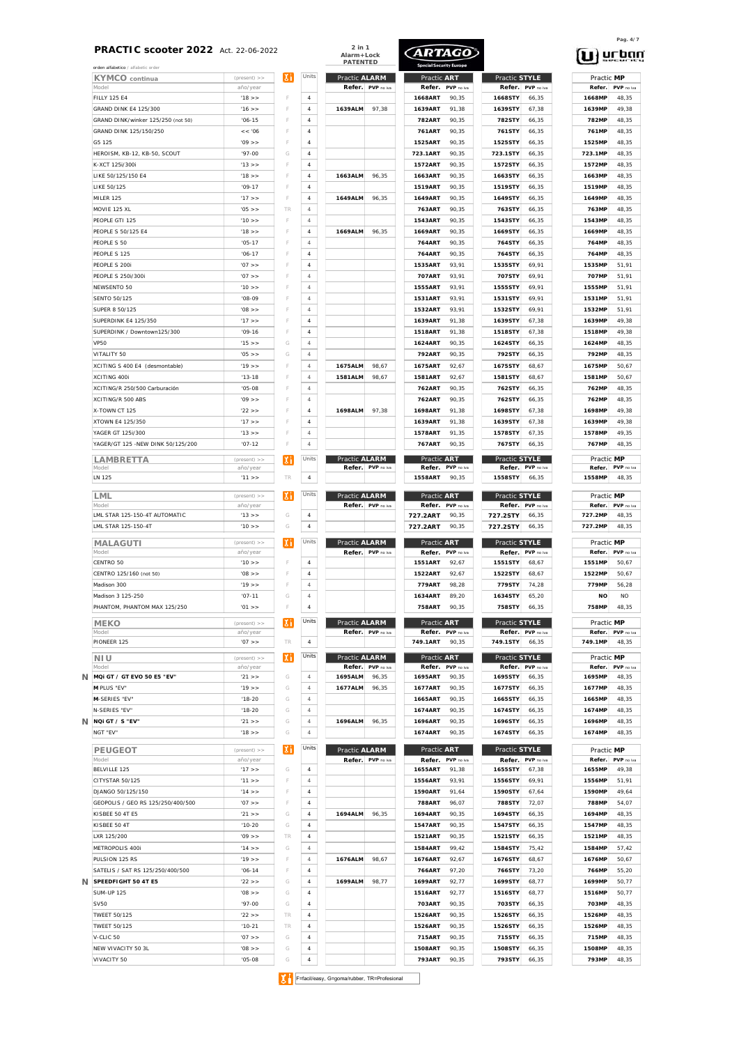# PRACTIC scooter 2022 Act. 22-06-2022

2 in 1 Alarm+Lock PATENTED

ARTAGO Special Security Europe

urban security

orden alfabetico / alfabetic order

| KYMCO continua | (present) >> / año/year | F/G/TR | Units | Practic ALARM Refer. | PVP no iva | Practic ART Refer. | PVP no iva | Practic STYLE Refer. | PVP no iva | Practic MP Refer. | PVP no iva |
|---|---|---|---|---|---|---|---|---|---|---|---|
| FILLY 125 E4 | '18 >> | F | 4 | | | 1668ART | 90,35 | 1668STY | 66,35 | 1668MP | 48,35 |
| GRAND DINK E4 125/300 | '16 >> | F | 4 | 1639ALM | 97,38 | 1639ART | 91,38 | 1639STY | 67,38 | 1639MP | 49,38 |
| GRAND DINK/winker 125/250 (not 50) | '06-15 | F | 4 | | | 782ART | 90,35 | 782STY | 66,35 | 782MP | 48,35 |
| GRAND DINK 125/150/250 | << '06 | F | 4 | | | 761ART | 90,35 | 761STY | 66,35 | 761MP | 48,35 |
| G5 125 | '09 >> | F | 4 | | | 1525ART | 90,35 | 1525STY | 66,35 | 1525MP | 48,35 |
| HEROISM, KB-12, KB-50, SCOUT | '97-00 | G | 4 | | | 723.1ART | 90,35 | 723.1STY | 66,35 | 723.1MP | 48,35 |
| K-XCT 125i/300i | '13 >> | F | 4 | | | 1572ART | 90,35 | 1572STY | 66,35 | 1572MP | 48,35 |
| LIKE 50/125/150 E4 | '18 >> | F | 4 | 1663ALM | 96,35 | 1663ART | 90,35 | 1663STY | 66,35 | 1663MP | 48,35 |
| LIKE 50/125 | '09-17 | F | 4 | | | 1519ART | 90,35 | 1519STY | 66,35 | 1519MP | 48,35 |
| MILER 125 | '17 >> | F | 4 | 1649ALM | 96,35 | 1649ART | 90,35 | 1649STY | 66,35 | 1649MP | 48,35 |
| MOVIE 125 XL | '05 >> | TR | 4 | | | 763ART | 90,35 | 763STY | 66,35 | 763MP | 48,35 |
| PEOPLE GTI 125 | '10 >> | F | 4 | | | 1543ART | 90,35 | 1543STY | 66,35 | 1543MP | 48,35 |
| PEOPLE S 50/125 E4 | '18 >> | F | 4 | 1669ALM | 96,35 | 1669ART | 90,35 | 1669STY | 66,35 | 1669MP | 48,35 |
| PEOPLE S 50 | '05-17 | F | 4 | | | 764ART | 90,35 | 764STY | 66,35 | 764MP | 48,35 |
| PEOPLE S 125 | '06-17 | F | 4 | | | 764ART | 90,35 | 764STY | 66,35 | 764MP | 48,35 |
| PEOPLE S 200i | '07 >> | F | 4 | | | 1535ART | 93,91 | 1535STY | 69,91 | 1535MP | 51,91 |
| PEOPLE S 250i/300i | '07 >> | F | 4 | | | 707ART | 93,91 | 707STY | 69,91 | 707MP | 51,91 |
| NEWSENTO 50 | '10 >> | F | 4 | | | 1555ART | 93,91 | 1555STY | 69,91 | 1555MP | 51,91 |
| SENTO 50/125 | '08-09 | F | 4 | | | 1531ART | 93,91 | 1531STY | 69,91 | 1531MP | 51,91 |
| SUPER 8 50/125 | '08 >> | F | 4 | | | 1532ART | 93,91 | 1532STY | 69,91 | 1532MP | 51,91 |
| SUPERDINK E4 125/350 | '17 >> | F | 4 | | | 1639ART | 91,38 | 1639STY | 67,38 | 1639MP | 49,38 |
| SUPERDINK / Downtown125/300 | '09-16 | F | 4 | | | 1518ART | 91,38 | 1518STY | 67,38 | 1518MP | 49,38 |
| VP50 | '15 >> | G | 4 | | | 1624ART | 90,35 | 1624STY | 66,35 | 1624MP | 48,35 |
| VITALITY 50 | '05 >> | G | 4 | | | 792ART | 90,35 | 792STY | 66,35 | 792MP | 48,35 |
| XCITING S 400 E4 (desmontable) | '19 >> | F | 4 | 1675ALM | 98,67 | 1675ART | 92,67 | 1675STY | 68,67 | 1675MP | 50,67 |
| XCITING 400i | '13-18 | F | 4 | 1581ALM | 98,67 | 1581ART | 92,67 | 1581STY | 68,67 | 1581MP | 50,67 |
| XCITING/R 250/500 Carburación | '05-08 | F | 4 | | | 762ART | 90,35 | 762STY | 66,35 | 762MP | 48,35 |
| XCITING/R 500 ABS | '09 >> | F | 4 | | | 762ART | 90,35 | 762STY | 66,35 | 762MP | 48,35 |
| X-TOWN CT 125 | '22 >> | F | 4 | 1698ALM | 97,38 | 1698ART | 91,38 | 1698STY | 67,38 | 1698MP | 49,38 |
| XTOWN E4 125/350 | '17 >> | F | 4 | | | 1639ART | 91,38 | 1639STY | 67,38 | 1639MP | 49,38 |
| YAGER GT 125i/300 | '13 >> | F | 4 | | | 1578ART | 91,35 | 1578STY | 67,35 | 1578MP | 49,35 |
| YAGER/GT 125 -NEW DINK 50/125/200 | '07-12 | F | 4 | | | 767ART | 90,35 | 767STY | 66,35 | 767MP | 48,35 |

| LAMBRETTA | (present) >> / año/year | F/G/TR | Units | Practic ALARM Refer. | PVP no iva | Practic ART Refer. | PVP no iva | Practic STYLE Refer. | PVP no iva | Practic MP Refer. | PVP no iva |
|---|---|---|---|---|---|---|---|---|---|---|---|
| LN 125 | '11 >> | TR | 4 | | | 1558ART | 90,35 | 1558STY | 66,35 | 1558MP | 48,35 |

| LML | (present) >> / año/year | F/G/TR | Units | Practic ALARM Refer. | PVP no iva | Practic ART Refer. | PVP no iva | Practic STYLE Refer. | PVP no iva | Practic MP Refer. | PVP no iva |
|---|---|---|---|---|---|---|---|---|---|---|---|
| LML STAR 125-150-4T AUTOMATIC | '13 >> | G | 4 | | | 727.2ART | 90,35 | 727.2STY | 66,35 | 727.2MP | 48,35 |
| LML STAR 125-150-4T | '10 >> | G | 4 | | | 727.2ART | 90,35 | 727.2STY | 66,35 | 727.2MP | 48,35 |

| MALAGUTI | (present) >> / año/year | F/G/TR | Units | Practic ALARM Refer. | PVP no iva | Practic ART Refer. | PVP no iva | Practic STYLE Refer. | PVP no iva | Practic MP Refer. | PVP no iva |
|---|---|---|---|---|---|---|---|---|---|---|---|
| CENTRO 50 | '10 >> | F | 4 | | | 1551ART | 92,67 | 1551STY | 68,67 | 1551MP | 50,67 |
| CENTRO 125/160 (not 50) | '08 >> | F | 4 | | | 1522ART | 92,67 | 1522STY | 68,67 | 1522MP | 50,67 |
| Madison 300 | '19 >> | F | 4 | | | 779ART | 98,28 | 779STY | 74,28 | 779MP | 56,28 |
| Madison 3 125-250 | '07-11 | G | 4 | | | 1634ART | 89,20 | 1634STY | 65,20 | NO | NO |
| PHANTOM, PHANTOM MAX 125/250 | '01 >> | F | 4 | | | 758ART | 90,35 | 758STY | 66,35 | 758MP | 48,35 |

| MEKO | (present) >> / año/year | F/G/TR | Units | Practic ALARM Refer. | PVP no iva | Practic ART Refer. | PVP no iva | Practic STYLE Refer. | PVP no iva | Practic MP Refer. | PVP no iva |
|---|---|---|---|---|---|---|---|---|---|---|---|
| PIONEER 125 | '07 >> | TR | 4 | | | 749.1ART | 90,35 | 749.1STY | 66,35 | 749.1MP | 48,35 |

| NIU | (present) >> / año/year | F/G/TR | Units | Practic ALARM Refer. | PVP no iva | Practic ART Refer. | PVP no iva | Practic STYLE Refer. | PVP no iva | Practic MP Refer. | PVP no iva |
|---|---|---|---|---|---|---|---|---|---|---|---|
| N MQi GT / GT EVO 50 E5 "EV" | '21 >> | G | 4 | 1695ALM | 96,35 | 1695ART | 90,35 | 1695STY | 66,35 | 1695MP | 48,35 |
| M PLUS "EV" | '19 >> | G | 4 | 1677ALM | 96,35 | 1677ART | 90,35 | 1677STY | 66,35 | 1677MP | 48,35 |
| M-SERIES "EV" | '18-20 | G | 4 | | | 1665ART | 90,35 | 1665STY | 66,35 | 1665MP | 48,35 |
| N-SERIES "EV" | '18-20 | G | 4 | | | 1674ART | 90,35 | 1674STY | 66,35 | 1674MP | 48,35 |
| N NQi GT / S "EV" | '21 >> | G | 4 | 1696ALM | 96,35 | 1696ART | 90,35 | 1696STY | 66,35 | 1696MP | 48,35 |
| NGT "EV" | '18 >> | G | 4 | | | 1674ART | 90,35 | 1674STY | 66,35 | 1674MP | 48,35 |

| PEUGEOT | (present) >> / año/year | F/G/TR | Units | Practic ALARM Refer. | PVP no iva | Practic ART Refer. | PVP no iva | Practic STYLE Refer. | PVP no iva | Practic MP Refer. | PVP no iva |
|---|---|---|---|---|---|---|---|---|---|---|---|
| BELVILLE 125 | '17 >> | G | 4 | | | 1655ART | 91,38 | 1655STY | 67,38 | 1655MP | 49,38 |
| CITYSTAR 50/125 | '11 >> | F | 4 | | | 1556ART | 93,91 | 1556STY | 69,91 | 1556MP | 51,91 |
| DJANGO 50/125/150 | '14 >> | F | 4 | | | 1590ART | 91,64 | 1590STY | 67,64 | 1590MP | 49,64 |
| GEOPOLIS / GEO RS 125/250/400/500 | '07 >> | F | 4 | | | 788ART | 96,07 | 788STY | 72,07 | 788MP | 54,07 |
| KISBEE 50 4T E5 | '21 >> | G | 4 | 1694ALM | 96,35 | 1694ART | 90,35 | 1694STY | 66,35 | 1694MP | 48,35 |
| KISBEE 50 4T | '10-20 | G | 4 | | | 1547ART | 90,35 | 1547STY | 66,35 | 1547MP | 48,35 |
| LXR 125/200 | '09 >> | TR | 4 | | | 1521ART | 90,35 | 1521STY | 66,35 | 1521MP | 48,35 |
| METROPOLIS 400i | '14 >> | G | 4 | | | 1584ART | 99,42 | 1584STY | 75,42 | 1584MP | 57,42 |
| PULSION 125 RS | '19 >> | F | 4 | 1676ALM | 98,67 | 1676ART | 92,67 | 1676STY | 68,67 | 1676MP | 50,67 |
| SATELIS / SAT RS 125/250/400/500 | '06-14 | F | 4 | | | 766ART | 97,20 | 766STY | 73,20 | 766MP | 55,20 |
| N SPEEDFIGHT 50 4T E5 | '22 >> | G | 4 | 1699ALM | 98,77 | 1699ART | 92,77 | 1699STY | 68,77 | 1699MP | 50,77 |
| SUM-UP 125 | '08 >> | G | 4 | | | 1516ART | 92,77 | 1516STY | 68,77 | 1516MP | 50,77 |
| SV50 | '97-00 | G | 4 | | | 703ART | 90,35 | 703STY | 66,35 | 703MP | 48,35 |
| TWEET 50/125 | '22 >> | TR | 4 | | | 1526ART | 90,35 | 1526STY | 66,35 | 1526MP | 48,35 |
| TWEET 50/125 | '10-21 | TR | 4 | | | 1526ART | 90,35 | 1526STY | 66,35 | 1526MP | 48,35 |
| V-CLIC 50 | '07 >> | G | 4 | | | 715ART | 90,35 | 715STY | 66,35 | 715MP | 48,35 |
| NEW VIVACITY 50 3L | '08 >> | G | 4 | | | 1508ART | 90,35 | 1508STY | 66,35 | 1508MP | 48,35 |
| VIVACITY 50 | '05-08 | G | 4 | | | 793ART | 90,35 | 793STY | 66,35 | 793MP | 48,35 |

F=facil/easy, G=goma/rubber, TR=Profesional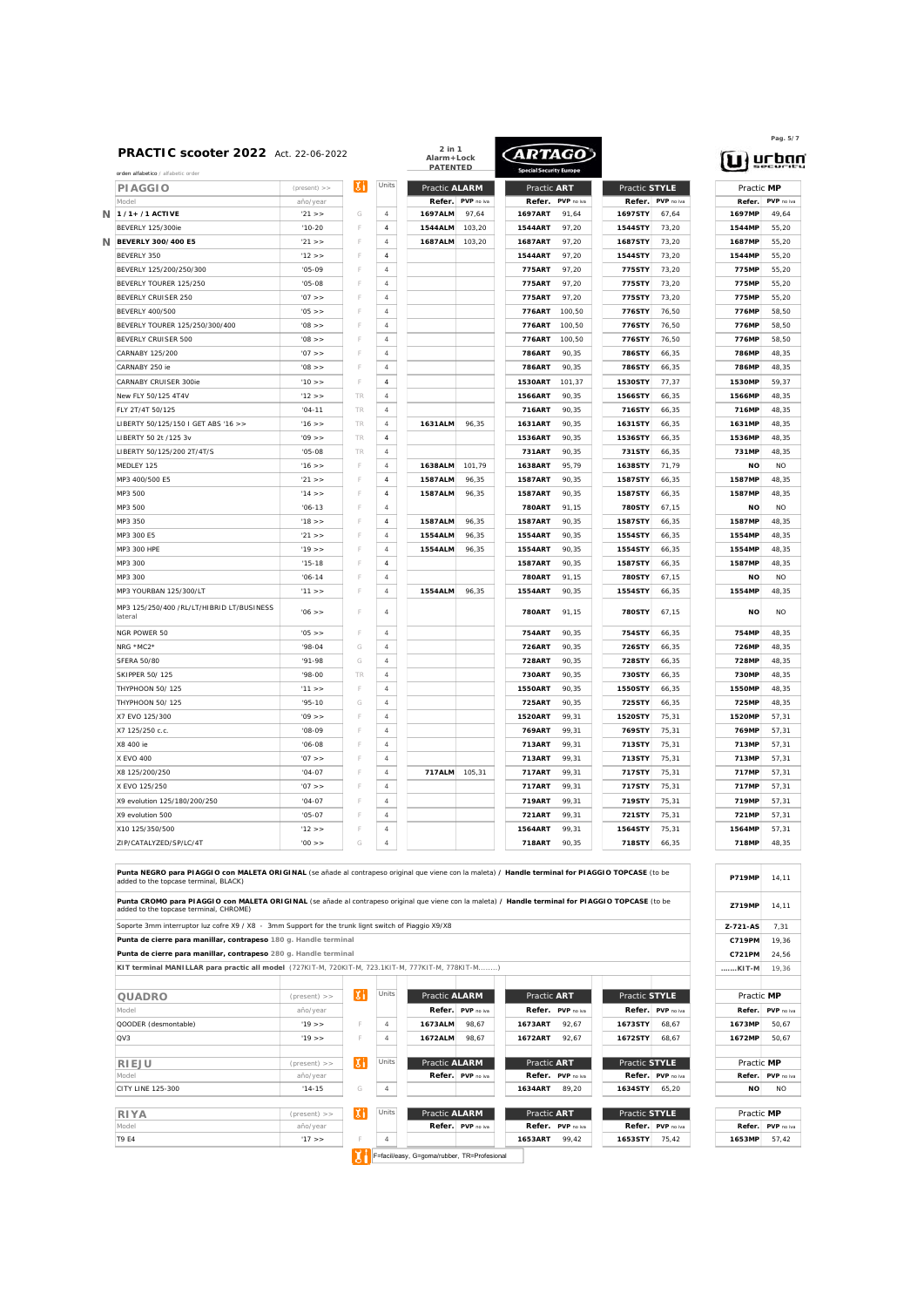# PRACTIC scooter 2022 Act. 22-06-2022

2 in 1 Alarm+Lock PATENTED

ARTAGO Special Security Europe

urban security

orden alfabetico / alfabetic order

| | PIAGGIO | (present) >> | | Units | Practic ALARM | | Practic ART | | Practic STYLE | | Practic MP | |
|---|---|---|---|---|---|---|---|---|---|---|---|---|
| | Model | año/year | | | Refer. | PVP no iva | Refer. | PVP no iva | Refer. | PVP no iva | Refer. | PVP no iva |
| N | 1 / 1+ / 1 ACTIVE | '21 >> | G | 4 | 1697ALM | 97,64 | 1697ART | 91,64 | 1697STY | 67,64 | 1697MP | 49,64 |
| | BEVERLY 125/300ie | '10-20 | F | 4 | 1544ALM | 103,20 | 1544ART | 97,20 | 1544STY | 73,20 | 1544MP | 55,20 |
| N | BEVERLY 300/400 E5 | '21 >> | F | 4 | 1687ALM | 103,20 | 1687ART | 97,20 | 1687STY | 73,20 | 1687MP | 55,20 |
| | BEVERLY 350 | '12 >> | F | 4 | | | 1544ART | 97,20 | 1544STY | 73,20 | 1544MP | 55,20 |
| | BEVERLY 125/200/250/300 | '05-09 | F | 4 | | | 775ART | 97,20 | 775STY | 73,20 | 775MP | 55,20 |
| | BEVERLY TOURER 125/250 | '05-08 | F | 4 | | | 775ART | 97,20 | 775STY | 73,20 | 775MP | 55,20 |
| | BEVERLY CRUISER 250 | '07 >> | F | 4 | | | 775ART | 97,20 | 775STY | 73,20 | 775MP | 55,20 |
| | BEVERLY 400/500 | '05 >> | F | 4 | | | 776ART | 100,50 | 776STY | 76,50 | 776MP | 58,50 |
| | BEVERLY TOURER 125/250/300/400 | '08 >> | F | 4 | | | 776ART | 100,50 | 776STY | 76,50 | 776MP | 58,50 |
| | BEVERLY CRUISER 500 | '08 >> | F | 4 | | | 776ART | 100,50 | 776STY | 76,50 | 776MP | 58,50 |
| | CARNABY 125/200 | '07 >> | F | 4 | | | 786ART | 90,35 | 786STY | 66,35 | 786MP | 48,35 |
| | CARNABY 250 ie | '08 >> | F | 4 | | | 786ART | 90,35 | 786STY | 66,35 | 786MP | 48,35 |
| | CARNABY CRUISER 300ie | '10 >> | F | 4 | | | 1530ART | 101,37 | 1530STY | 77,37 | 1530MP | 59,37 |
| | New FLY 50/125 4T4V | '12 >> | TR | 4 | | | 1566ART | 90,35 | 1566STY | 66,35 | 1566MP | 48,35 |
| | FLY 2T/4T 50/125 | '04-11 | TR | 4 | | | 716ART | 90,35 | 716STY | 66,35 | 716MP | 48,35 |
| | LIBERTY 50/125/150 I GET ABS '16 >> | '16 >> | TR | 4 | 1631ALM | 96,35 | 1631ART | 90,35 | 1631STY | 66,35 | 1631MP | 48,35 |
| | LIBERTY 50 2t /125 3v | '09 >> | TR | 4 | | | 1536ART | 90,35 | 1536STY | 66,35 | 1536MP | 48,35 |
| | LIBERTY 50/125/200 2T/4T/S | '05-08 | TR | 4 | | | 731ART | 90,35 | 731STY | 66,35 | 731MP | 48,35 |
| | MEDLEY 125 | '16 >> | F | 4 | 1638ALM | 101,79 | 1638ART | 95,79 | 1638STY | 71,79 | NO | NO |
| | MP3 400/500 E5 | '21 >> | F | 4 | 1587ALM | 96,35 | 1587ART | 90,35 | 1587STY | 66,35 | 1587MP | 48,35 |
| | MP3 500 | '14 >> | F | 4 | 1587ALM | 96,35 | 1587ART | 90,35 | 1587STY | 66,35 | 1587MP | 48,35 |
| | MP3 500 | '06-13 | F | 4 | | | 780ART | 91,15 | 780STY | 67,15 | NO | NO |
| | MP3 350 | '18 >> | F | 4 | 1587ALM | 96,35 | 1587ART | 90,35 | 1587STY | 66,35 | 1587MP | 48,35 |
| | MP3 300 E5 | '21 >> | F | 4 | 1554ALM | 96,35 | 1554ART | 90,35 | 1554STY | 66,35 | 1554MP | 48,35 |
| | MP3 300 HPE | '19 >> | F | 4 | 1554ALM | 96,35 | 1554ART | 90,35 | 1554STY | 66,35 | 1554MP | 48,35 |
| | MP3 300 | '15-18 | F | 4 | | | 1587ART | 90,35 | 1587STY | 66,35 | 1587MP | 48,35 |
| | MP3 300 | '06-14 | F | 4 | | | 780ART | 91,15 | 780STY | 67,15 | NO | NO |
| | MP3 YOURBAN 125/300/LT | '11 >> | F | 4 | 1554ALM | 96,35 | 1554ART | 90,35 | 1554STY | 66,35 | 1554MP | 48,35 |
| | MP3 125/250/400 /RL/LT/HIBRID LT/BUSINESS lateral | '06 >> | F | 4 | | | 780ART | 91,15 | 780STY | 67,15 | NO | NO |
| | NGR POWER 50 | '05 >> | F | 4 | | | 754ART | 90,35 | 754STY | 66,35 | 754MP | 48,35 |
| | NRG *MC2* | '98-04 | G | 4 | | | 726ART | 90,35 | 726STY | 66,35 | 726MP | 48,35 |
| | SFERA 50/80 | '91-98 | G | 4 | | | 728ART | 90,35 | 728STY | 66,35 | 728MP | 48,35 |
| | SKIPPER 50/ 125 | '98-00 | TR | 4 | | | 730ART | 90,35 | 730STY | 66,35 | 730MP | 48,35 |
| | THYPHOON 50/ 125 | '11 >> | F | 4 | | | 1550ART | 90,35 | 1550STY | 66,35 | 1550MP | 48,35 |
| | THYPHOON 50/ 125 | '95-10 | G | 4 | | | 725ART | 90,35 | 725STY | 66,35 | 725MP | 48,35 |
| | X7 EVO 125/300 | '09 >> | F | 4 | | | 1520ART | 99,31 | 1520STY | 75,31 | 1520MP | 57,31 |
| | X7 125/250 c.c. | '08-09 | F | 4 | | | 769ART | 99,31 | 769STY | 75,31 | 769MP | 57,31 |
| | X8 400 ie | '06-08 | F | 4 | | | 713ART | 99,31 | 713STY | 75,31 | 713MP | 57,31 |
| | X EVO 400 | '07 >> | F | 4 | | | 713ART | 99,31 | 713STY | 75,31 | 713MP | 57,31 |
| | X8 125/200/250 | '04-07 | F | 4 | 717ALM | 105,31 | 717ART | 99,31 | 717STY | 75,31 | 717MP | 57,31 |
| | X EVO 125/250 | '07 >> | F | 4 | | | 717ART | 99,31 | 717STY | 75,31 | 717MP | 57,31 |
| | X9 evolution 125/180/200/250 | '04-07 | F | 4 | | | 719ART | 99,31 | 719STY | 75,31 | 719MP | 57,31 |
| | X9 evolution 500 | '05-07 | F | 4 | | | 721ART | 99,31 | 721STY | 75,31 | 721MP | 57,31 |
| | X10 125/350/500 | '12 >> | F | 4 | | | 1564ART | 99,31 | 1564STY | 75,31 | 1564MP | 57,31 |
| | ZIP/CATALYZED/SP/LC/4T | '00 >> | G | 4 | | | 718ART | 90,35 | 718STY | 66,35 | 718MP | 48,35 |

| Description | Refer. | PVP no iva |
|---|---|---|
| **Punta NEGRO para PIAGGIO con MALETA ORIGINAL** (se añade al contrapeso original que viene con la maleta) / **Handle terminal for PIAGGIO TOPCASE** (to be added to the topcase terminal, BLACK) | P719MP | 14,11 |
| **Punta CROMO para PIAGGIO con MALETA ORIGINAL** (se añade al contrapeso original que viene con la maleta) / **Handle terminal for PIAGGIO TOPCASE** (to be added to the topcase terminal, CHROME) | Z719MP | 14,11 |
| Soporte 3mm interruptor luz cofre X9 / X8 - 3mm Support for the trunk light switch of Piaggio X9/X8 | Z-721-AS | 7,31 |
| **Punta de cierre para manillar, contrapeso** 180 g. Handle terminal | C719PM | 19,36 |
| **Punta de cierre para manillar, contrapeso** 280 g. Handle terminal | C721PM | 24,56 |
| **KIT terminal MANILLAR para practic all model** (727KIT-M, 720KIT-M, 723.1KIT-M, 777KIT-M, 778KIT-M........) | .......KIT-M | 19,36 |

| QUADRO | (present) >> | | Units | Practic ALARM | | Practic ART | | Practic STYLE | | Practic MP | |
|---|---|---|---|---|---|---|---|---|---|---|---|
| Model | año/year | | | Refer. | PVP no iva | Refer. | PVP no iva | Refer. | PVP no iva | Refer. | PVP no iva |
| QOODER (desmontable) | '19 >> | F | 4 | 1673ALM | 98,67 | 1673ART | 92,67 | 1673STY | 68,67 | 1673MP | 50,67 |
| QV3 | '19 >> | F | 4 | 1672ALM | 98,67 | 1672ART | 92,67 | 1672STY | 68,67 | 1672MP | 50,67 |

| RIEJU | (present) >> | | Units | Practic ALARM | | Practic ART | | Practic STYLE | | Practic MP | |
|---|---|---|---|---|---|---|---|---|---|---|---|
| Model | año/year | | | Refer. | PVP no iva | Refer. | PVP no iva | Refer. | PVP no iva | Refer. | PVP no iva |
| CITY LINE 125-300 | '14-15 | G | 4 | | | 1634ART | 89,20 | 1634STY | 65,20 | NO | NO |

| RIYA | (present) >> | | Units | Practic ALARM | | Practic ART | | Practic STYLE | | Practic MP | |
|---|---|---|---|---|---|---|---|---|---|---|---|
| Model | año/year | | | Refer. | PVP no iva | Refer. | PVP no iva | Refer. | PVP no iva | Refer. | PVP no iva |
| T9 E4 | '17 >> | F | 4 | | | 1653ART | 99,42 | 1653STY | 75,42 | 1653MP | 57,42 |

F=facil/easy, G=goma/rubber, TR=Profesional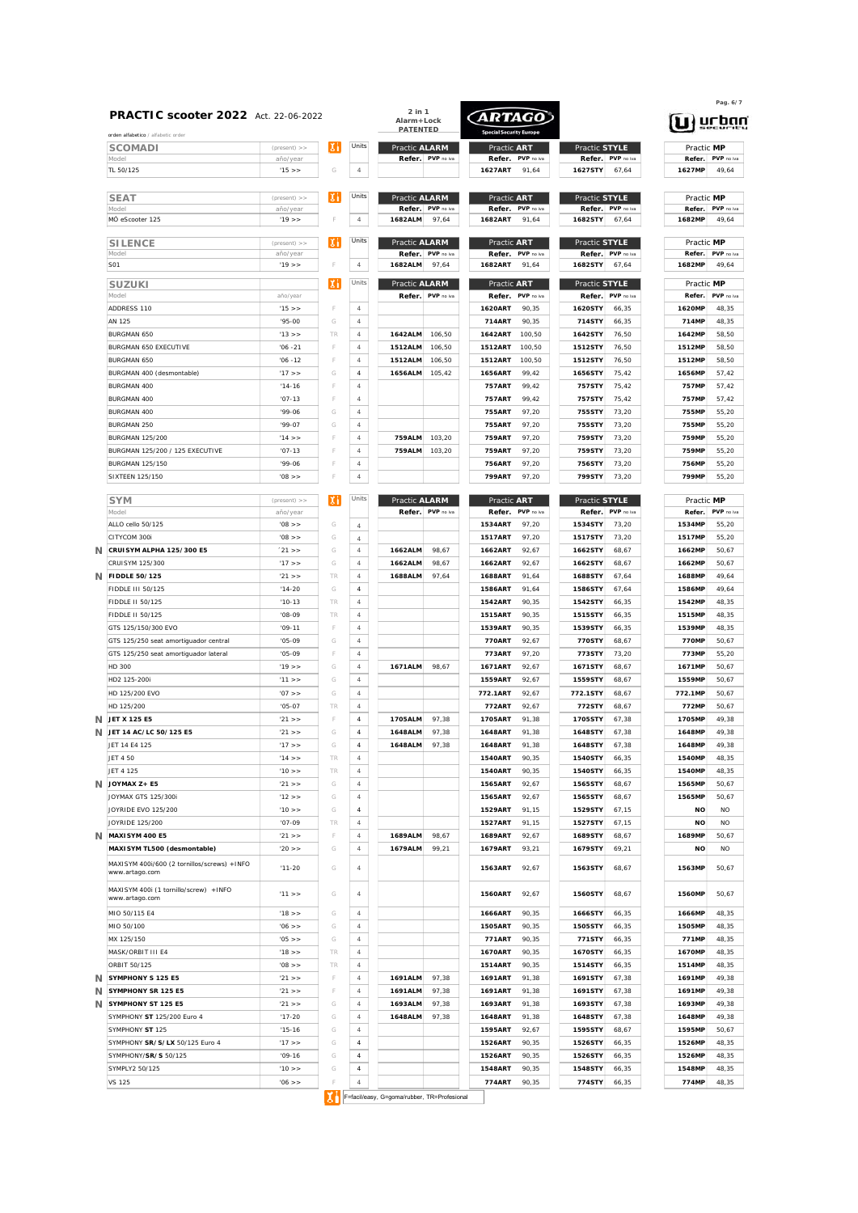# PRACTIC scooter 2022 Act. 22-06-2022

2 in 1 Alarm+Lock PATENTED

ARTAGO Special Security Europe

urban security

orden alfabetico / alfabetic order

| SCOMADI | (present) >> | | Units | Practic ALARM | | Practic ART | | Practic STYLE | | Practic MP | |
|---|---|---|---|---|---|---|---|---|---|---|---|
| Model | año/year | | | Refer. | PVP no iva | Refer. | PVP no iva | Refer. | PVP no iva | Refer. | PVP no iva |
| TL 50/125 | '15 >> | G | 4 | | | 1627ART | 91,64 | 1627STY | 67,64 | 1627MP | 49,64 |

| SEAT | (present) >> | | Units | Practic ALARM | | Practic ART | | Practic STYLE | | Practic MP | |
|---|---|---|---|---|---|---|---|---|---|---|---|
| Model | año/year | | | Refer. | PVP no iva | Refer. | PVP no iva | Refer. | PVP no iva | Refer. | PVP no iva |
| MÓ eScooter 125 | '19 >> | F | 4 | 1682ALM | 97,64 | 1682ART | 91,64 | 1682STY | 67,64 | 1682MP | 49,64 |

| SILENCE | (present) >> | | Units | Practic ALARM | | Practic ART | | Practic STYLE | | Practic MP | |
|---|---|---|---|---|---|---|---|---|---|---|---|
| Model | año/year | | | Refer. | PVP no iva | Refer. | PVP no iva | Refer. | PVP no iva | Refer. | PVP no iva |
| S01 | '19 >> | F | 4 | 1682ALM | 97,64 | 1682ART | 91,64 | 1682STY | 67,64 | 1682MP | 49,64 |

| SUZUKI | | | Units | Practic ALARM | | Practic ART | | Practic STYLE | | Practic MP | |
|---|---|---|---|---|---|---|---|---|---|---|---|
| Model | año/year | | | Refer. | PVP no iva | Refer. | PVP no iva | Refer. | PVP no iva | Refer. | PVP no iva |
| ADDRESS 110 | '15 >> | F | 4 | | | 1620ART | 90,35 | 1620STY | 66,35 | 1620MP | 48,35 |
| AN 125 | '95-00 | G | 4 | | | 714ART | 90,35 | 714STY | 66,35 | 714MP | 48,35 |
| BURGMAN 650 | '13 >> | TR | 4 | 1642ALM | 106,50 | 1642ART | 100,50 | 1642STY | 76,50 | 1642MP | 58,50 |
| BURGMAN 650 EXECUTIVE | '06 -21 | F | 4 | 1512ALM | 106,50 | 1512ART | 100,50 | 1512STY | 76,50 | 1512MP | 58,50 |
| BURGMAN 650 | '06 -12 | F | 4 | 1512ALM | 106,50 | 1512ART | 100,50 | 1512STY | 76,50 | 1512MP | 58,50 |
| BURGMAN 400 (desmontable) | '17 >> | G | 4 | 1656ALM | 105,42 | 1656ART | 99,42 | 1656STY | 75,42 | 1656MP | 57,42 |
| BURGMAN 400 | '14-16 | F | 4 | | | 757ART | 99,42 | 757STY | 75,42 | 757MP | 57,42 |
| BURGMAN 400 | '07-13 | F | 4 | | | 757ART | 99,42 | 757STY | 75,42 | 757MP | 57,42 |
| BURGMAN 400 | '99-06 | G | 4 | | | 755ART | 97,20 | 755STY | 73,20 | 755MP | 55,20 |
| BURGMAN 250 | '99-07 | G | 4 | | | 755ART | 97,20 | 755STY | 73,20 | 755MP | 55,20 |
| BURGMAN 125/200 | '14 >> | F | 4 | 759ALM | 103,20 | 759ART | 97,20 | 759STY | 73,20 | 759MP | 55,20 |
| BURGMAN 125/200 / 125 EXECUTIVE | '07-13 | F | 4 | 759ALM | 103,20 | 759ART | 97,20 | 759STY | 73,20 | 759MP | 55,20 |
| BURGMAN 125/150 | '99-06 | F | 4 | | | 756ART | 97,20 | 756STY | 73,20 | 756MP | 55,20 |
| SIXTEEN 125/150 | '08 >> | F | 4 | | | 799ART | 97,20 | 799STY | 73,20 | 799MP | 55,20 |

| SYM | (present) >> | | Units | Practic ALARM | | Practic ART | | Practic STYLE | | Practic MP | |
|---|---|---|---|---|---|---|---|---|---|---|---|
| Model | año/year | | | Refer. | PVP no iva | Refer. | PVP no iva | Refer. | PVP no iva | Refer. | PVP no iva |
| ALLO cello 50/125 | '08 >> | G | 4 | | | 1534ART | 97,20 | 1534STY | 73,20 | 1534MP | 55,20 |
| CITYCOM 300i | '08 >> | G | 4 | | | 1517ART | 97,20 | 1517STY | 73,20 | 1517MP | 55,20 |
| N **CRUISYM ALPHA 125/300 E5** | '21 >> | G | 4 | 1662ALM | 98,67 | 1662ART | 92,67 | 1662STY | 68,67 | 1662MP | 50,67 |
| CRUISYM 125/300 | '17 >> | G | 4 | 1662ALM | 98,67 | 1662ART | 92,67 | 1662STY | 68,67 | 1662MP | 50,67 |
| N **FIDDLE 50/125** | '21 >> | TR | 4 | 1688ALM | 97,64 | 1688ART | 91,64 | 1688STY | 67,64 | 1688MP | 49,64 |
| FIDDLE III 50/125 | '14-20 | G | 4 | | | 1586ART | 91,64 | 1586STY | 67,64 | 1586MP | 49,64 |
| FIDDLE II 50/125 | '10-13 | TR | 4 | | | 1542ART | 90,35 | 1542STY | 66,35 | 1542MP | 48,35 |
| FIDDLE II 50/125 | '08-09 | TR | 4 | | | 1515ART | 90,35 | 1515STY | 66,35 | 1515MP | 48,35 |
| GTS 125/150/300 EVO | '09-11 | F | 4 | | | 1539ART | 90,35 | 1539STY | 66,35 | 1539MP | 48,35 |
| GTS 125/250 seat amortiguador central | '05-09 | G | 4 | | | 770ART | 92,67 | 770STY | 68,67 | 770MP | 50,67 |
| GTS 125/250 seat amortiguador lateral | '05-09 | F | 4 | | | 773ART | 97,20 | 773STY | 73,20 | 773MP | 55,20 |
| HD 300 | '19 >> | G | 4 | 1671ALM | 98,67 | 1671ART | 92,67 | 1671STY | 68,67 | 1671MP | 50,67 |
| HD2 125-200i | '11 >> | G | 4 | | | 1559ART | 92,67 | 1559STY | 68,67 | 1559MP | 50,67 |
| HD 125/200 EVO | '07 >> | G | 4 | | | 772.1ART | 92,67 | 772.1STY | 68,67 | 772.1MP | 50,67 |
| HD 125/200 | '05-07 | TR | 4 | | | 772ART | 92,67 | 772STY | 68,67 | 772MP | 50,67 |
| N **JET X 125 E5** | '21 >> | F | 4 | 1705ALM | 97,38 | 1705ART | 91,38 | 1705STY | 67,38 | 1705MP | 49,38 |
| N **JET 14 AC/LC 50/125 E5** | '21 >> | G | 4 | 1648ALM | 97,38 | 1648ART | 91,38 | 1648STY | 67,38 | 1648MP | 49,38 |
| JET 14 E4 125 | '17 >> | G | 4 | 1648ALM | 97,38 | 1648ART | 91,38 | 1648STY | 67,38 | 1648MP | 49,38 |
| JET 4 50 | '14 >> | TR | 4 | | | 1540ART | 90,35 | 1540STY | 66,35 | 1540MP | 48,35 |
| JET 4 125 | '10 >> | TR | 4 | | | 1540ART | 90,35 | 1540STY | 66,35 | 1540MP | 48,35 |
| N **JOYMAX Z+ E5** | '21 >> | G | 4 | | | 1565ART | 92,67 | 1565STY | 68,67 | 1565MP | 50,67 |
| JOYMAX GTS 125/300i | '12 >> | G | 4 | | | 1565ART | 92,67 | 1565STY | 68,67 | 1565MP | 50,67 |
| JOYRIDE EVO 125/200 | '10 >> | G | 4 | | | 1529ART | 91,15 | 1529STY | 67,15 | NO | NO |
| JOYRIDE 125/200 | '07-09 | TR | 4 | | | 1527ART | 91,15 | 1527STY | 67,15 | NO | NO |
| N **MAXISYM 400 E5** | '21 >> | F | 4 | 1689ALM | 98,67 | 1689ART | 92,67 | 1689STY | 68,67 | 1689MP | 50,67 |
| **MAXISYM TL500 (desmontable)** | '20 >> | G | 4 | 1679ALM | 99,21 | 1679ART | 93,21 | 1679STY | 69,21 | NO | NO |
| MAXISYM 400i/600 (2 tornillos/screws) +INFO www.artago.com | '11-20 | G | 4 | | | 1563ART | 92,67 | 1563STY | 68,67 | 1563MP | 50,67 |
| MAXISYM 400i (1 tornillo/screw) +INFO www.artago.com | '11 >> | G | 4 | | | 1560ART | 92,67 | 1560STY | 68,67 | 1560MP | 50,67 |
| MIO 50/115 E4 | '18 >> | G | 4 | | | 1666ART | 90,35 | 1666STY | 66,35 | 1666MP | 48,35 |
| MIO 50/100 | '06 >> | G | 4 | | | 1505ART | 90,35 | 1505STY | 66,35 | 1505MP | 48,35 |
| MX 125/150 | '05 >> | G | 4 | | | 771ART | 90,35 | 771STY | 66,35 | 771MP | 48,35 |
| MASK/ORBIT III E4 | '18 >> | TR | 4 | | | 1670ART | 90,35 | 1670STY | 66,35 | 1670MP | 48,35 |
| ORBIT 50/125 | '08 >> | TR | 4 | | | 1514ART | 90,35 | 1514STY | 66,35 | 1514MP | 48,35 |
| N **SYMPHONY S 125 E5** | '21 >> | F | 4 | 1691ALM | 97,38 | 1691ART | 91,38 | 1691STY | 67,38 | 1691MP | 49,38 |
| N **SYMPHONY SR 125 E5** | '21 >> | F | 4 | 1691ALM | 97,38 | 1691ART | 91,38 | 1691STY | 67,38 | 1691MP | 49,38 |
| N **SYMPHONY ST 125 E5** | '21 >> | G | 4 | 1693ALM | 97,38 | 1693ART | 91,38 | 1693STY | 67,38 | 1693MP | 49,38 |
| SYMPHONY **ST** 125/200 Euro 4 | '17-20 | G | 4 | 1648ALM | 97,38 | 1648ART | 91,38 | 1648STY | 67,38 | 1648MP | 49,38 |
| SYMPHONY **ST** 125 | '15-16 | G | 4 | | | 1595ART | 92,67 | 1595STY | 68,67 | 1595MP | 50,67 |
| SYMPHONY **SR/S/LX** 50/125 Euro 4 | '17 >> | G | 4 | | | 1526ART | 90,35 | 1526STY | 66,35 | 1526MP | 48,35 |
| SYMPHONY/**SR/S** 50/125 | '09-16 | G | 4 | | | 1526ART | 90,35 | 1526STY | 66,35 | 1526MP | 48,35 |
| SYMPLY2 50/125 | '10 >> | G | 4 | | | 1548ART | 90,35 | 1548STY | 66,35 | 1548MP | 48,35 |
| VS 125 | '06 >> | F | 4 | | | 774ART | 90,35 | 774STY | 66,35 | 774MP | 48,35 |

F=facil/easy, G=goma/rubber, TR=Profesional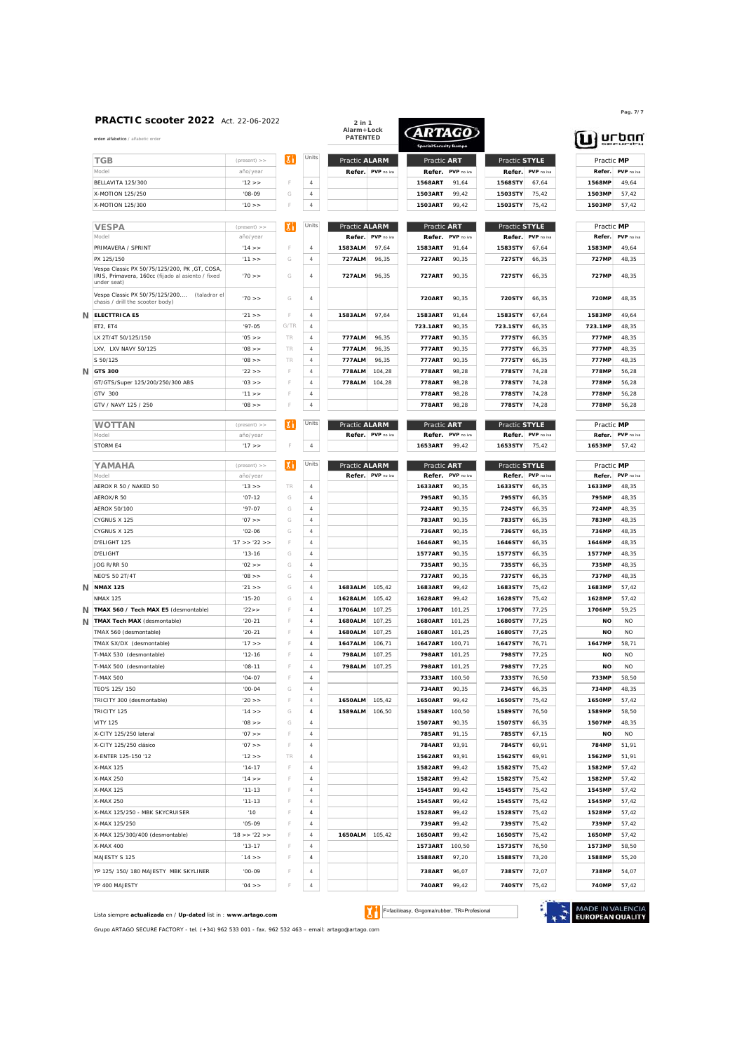# PRACTIC scooter 2022 Act. 22-06-2022

orden alfabetico / alfabetic order

2 in 1 Alarm+Lock PATENTED

ARTAGO Special Security Europe

urban security

| TGB | (present) >> | | Units | Practic ALARM | | Practic ART | | Practic STYLE | | Practic MP | |
|---|---|---|---|---|---|---|---|---|---|---|---|
| Model | año/year | | | Refer. | PVP no iva | Refer. | PVP no iva | Refer. | PVP no iva | Refer. | PVP no iva |
| BELLAVITA 125/300 | '12 >> | F | 4 | | | 1568ART | 91,64 | 1568STY | 67,64 | 1568MP | 49,64 |
| X-MOTION 125/250 | '08-09 | G | 4 | | | 1503ART | 99,42 | 1503STY | 75,42 | 1503MP | 57,42 |
| X-MOTION 125/300 | '10 >> | F | 4 | | | 1503ART | 99,42 | 1503STY | 75,42 | 1503MP | 57,42 |

| VESPA | (present) >> | | Units | Practic ALARM | | Practic ART | | Practic STYLE | | Practic MP | |
|---|---|---|---|---|---|---|---|---|---|---|---|
| Model | año/year | | | Refer. | PVP no iva | Refer. | PVP no iva | Refer. | PVP no iva | Refer. | PVP no iva |
| PRIMAVERA / SPRINT | '14 >> | F | 4 | 1583ALM | 97,64 | 1583ART | 91,64 | 1583STY | 67,64 | 1583MP | 49,64 |
| PX 125/150 | '11 >> | G | 4 | 727ALM | 96,35 | 727ART | 90,35 | 727STY | 66,35 | 727MP | 48,35 |
| Vespa Classic PX 50/75/125/200, PK ,GT, COSA, IRIS, Primavera, 160cc (fijado al asiento / fixed under seat) | '70 >> | G | 4 | 727ALM | 96,35 | 727ART | 90,35 | 727STY | 66,35 | 727MP | 48,35 |
| Vespa Classic PX 50/75/125/200.... (taladrar el chasis / drill the scooter body) | '70 >> | G | 4 | | | 720ART | 90,35 | 720STY | 66,35 | 720MP | 48,35 |
| N **ELECTTRICA E5** | '21 >> | F | 4 | 1583ALM | 97,64 | 1583ART | 91,64 | 1583STY | 67,64 | 1583MP | 49,64 |
| ET2, ET4 | '97-05 | G/TR | 4 | | | 723.1ART | 90,35 | 723.1STY | 66,35 | 723.1MP | 48,35 |
| LX 2T/4T 50/125/150 | '05 >> | TR | 4 | 777ALM | 96,35 | 777ART | 90,35 | 777STY | 66,35 | 777MP | 48,35 |
| LXV, LXV NAVY 50/125 | '08 >> | TR | 4 | 777ALM | 96,35 | 777ART | 90,35 | 777STY | 66,35 | 777MP | 48,35 |
| S 50/125 | '08 >> | TR | 4 | 777ALM | 96,35 | 777ART | 90,35 | 777STY | 66,35 | 777MP | 48,35 |
| N **GTS 300** | '22 >> | F | 4 | 778ALM | 104,28 | 778ART | 98,28 | 778STY | 74,28 | 778MP | 56,28 |
| GT/GTS/Super 125/200/250/300 ABS | '03 >> | F | 4 | 778ALM | 104,28 | 778ART | 98,28 | 778STY | 74,28 | 778MP | 56,28 |
| GTV 300 | '11 >> | F | 4 | | | 778ART | 98,28 | 778STY | 74,28 | 778MP | 56,28 |
| GTV / NAVY 125 / 250 | '08 >> | F | 4 | | | 778ART | 98,28 | 778STY | 74,28 | 778MP | 56,28 |

| WOTTAN | (present) >> | | Units | Practic ALARM | | Practic ART | | Practic STYLE | | Practic MP | |
|---|---|---|---|---|---|---|---|---|---|---|---|
| Model | año/year | | | Refer. | PVP no iva | Refer. | PVP no iva | Refer. | PVP no iva | Refer. | PVP no iva |
| STORM E4 | '17 >> | F | 4 | | | 1653ART | 99,42 | 1653STY | 75,42 | 1653MP | 57,42 |

| YAMAHA | (present) >> | | Units | Practic ALARM | | Practic ART | | Practic STYLE | | Practic MP | |
|---|---|---|---|---|---|---|---|---|---|---|---|
| Model | año/year | | | Refer. | PVP no iva | Refer. | PVP no iva | Refer. | PVP no iva | Refer. | PVP no iva |
| AEROX R 50 / NAKED 50 | '13 >> | TR | 4 | | | 1633ART | 90,35 | 1633STY | 66,35 | 1633MP | 48,35 |
| AEROX/R 50 | '07-12 | G | 4 | | | 795ART | 90,35 | 795STY | 66,35 | 795MP | 48,35 |
| AEROX 50/100 | '97-07 | G | 4 | | | 724ART | 90,35 | 724STY | 66,35 | 724MP | 48,35 |
| CYGNUS X 125 | '07 >> | G | 4 | | | 783ART | 90,35 | 783STY | 66,35 | 783MP | 48,35 |
| CYGNUS X 125 | '02-06 | G | 4 | | | 736ART | 90,35 | 736STY | 66,35 | 736MP | 48,35 |
| D'ELIGHT 125 | '17 >> '22 >> | F | 4 | | | 1646ART | 90,35 | 1646STY | 66,35 | 1646MP | 48,35 |
| D'ELIGHT | '13-16 | G | 4 | | | 1577ART | 90,35 | 1577STY | 66,35 | 1577MP | 48,35 |
| JOG R/RR 50 | '02 >> | G | 4 | | | 735ART | 90,35 | 735STY | 66,35 | 735MP | 48,35 |
| NEO'S 50 2T/4T | '08 >> | G | 4 | | | 737ART | 90,35 | 737STY | 66,35 | 737MP | 48,35 |
| N **NMAX 125** | '21 >> | G | 4 | 1683ALM | 105,42 | 1683ART | 99,42 | 1683STY | 75,42 | 1683MP | 57,42 |
| NMAX 125 | '15-20 | G | 4 | 1628ALM | 105,42 | 1628ART | 99,42 | 1628STY | 75,42 | 1628MP | 57,42 |
| N **TMAX 560 / Tech MAX E5** (desmontable) | '22>> | F | 4 | 1706ALM | 107,25 | 1706ART | 101,25 | 1706STY | 77,25 | 1706MP | 59,25 |
| N **TMAX Tech MAX** (desmontable) | '20-21 | F | 4 | 1680ALM | 107,25 | 1680ART | 101,25 | 1680STY | 77,25 | NO | NO |
| TMAX 560 (desmontable) | '20-21 | F | 4 | 1680ALM | 107,25 | 1680ART | 101,25 | 1680STY | 77,25 | NO | NO |
| TMAX SX/DX (desmontable) | '17 >> | F | 4 | 1647ALM | 106,71 | 1647ART | 100,71 | 1647STY | 76,71 | 1647MP | 58,71 |
| T-MAX 530 (desmontable) | '12-16 | F | 4 | 798ALM | 107,25 | 798ART | 101,25 | 798STY | 77,25 | NO | NO |
| T-MAX 500 (desmontable) | '08-11 | F | 4 | 798ALM | 107,25 | 798ART | 101,25 | 798STY | 77,25 | NO | NO |
| T-MAX 500 | '04-07 | F | 4 | | | 733ART | 100,50 | 733STY | 76,50 | 733MP | 58,50 |
| TEO'S 125/ 150 | '00-04 | G | 4 | | | 734ART | 90,35 | 734STY | 66,35 | 734MP | 48,35 |
| TRICITY 300 (desmontable) | '20 >> | F | 4 | 1650ALM | 105,42 | 1650ART | 99,42 | 1650STY | 75,42 | 1650MP | 57,42 |
| TRICITY 125 | '14 >> | G | 4 | 1589ALM | 106,50 | 1589ART | 100,50 | 1589STY | 76,50 | 1589MP | 58,50 |
| VITY 125 | '08 >> | G | 4 | | | 1507ART | 90,35 | 1507STY | 66,35 | 1507MP | 48,35 |
| X-CITY 125/250 lateral | '07 >> | F | 4 | | | 785ART | 91,15 | 785STY | 67,15 | NO | NO |
| X-CITY 125/250 clásico | '07 >> | F | 4 | | | 784ART | 93,91 | 784STY | 69,91 | 784MP | 51,91 |
| X-ENTER 125-150 '12 | '12 >> | TR | 4 | | | 1562ART | 93,91 | 1562STY | 69,91 | 1562MP | 51,91 |
| X-MAX 125 | '14-17 | F | 4 | | | 1582ART | 99,42 | 1582STY | 75,42 | 1582MP | 57,42 |
| X-MAX 250 | '14 >> | F | 4 | | | 1582ART | 99,42 | 1582STY | 75,42 | 1582MP | 57,42 |
| X-MAX 125 | '11-13 | F | 4 | | | 1545ART | 99,42 | 1545STY | 75,42 | 1545MP | 57,42 |
| X-MAX 250 | '11-13 | F | 4 | | | 1545ART | 99,42 | 1545STY | 75,42 | 1545MP | 57,42 |
| X-MAX 125/250 - MBK SKYCRUISER | '10 | F | 4 | | | 1528ART | 99,42 | 1528STY | 75,42 | 1528MP | 57,42 |
| X-MAX 125/250 | '05-09 | F | 4 | | | 739ART | 99,42 | 739STY | 75,42 | 739MP | 57,42 |
| X-MAX 125/300/400 (desmontable) | '18 >> '22 >> | F | 4 | 1650ALM | 105,42 | 1650ART | 99,42 | 1650STY | 75,42 | 1650MP | 57,42 |
| X-MAX 400 | '13-17 | F | 4 | | | 1573ART | 100,50 | 1573STY | 76,50 | 1573MP | 58,50 |
| MAJESTY S 125 | ´14 >> | F | 4 | | | 1588ART | 97,20 | 1588STY | 73,20 | 1588MP | 55,20 |
| YP 125/ 150/ 180 MAJESTY MBK SKYLINER | '00-09 | F | 4 | | | 738ART | 96,07 | 738STY | 72,07 | 738MP | 54,07 |
| YP 400 MAJESTY | '04 >> | F | 4 | | | 740ART | 99,42 | 740STY | 75,42 | 740MP | 57,42 |

Lista siempre **actualizada** en / **Up-dated** list in : **www.artago.com**

F=facil/easy, G=goma/rubber, TR=Profesional

MADE IN VALENCIA EUROPEAN QUALITY

Grupo ARTAGO SECURE FACTORY - tel. (+34) 962 533 001 - fax. 962 532 463 – email: artago@artago.com